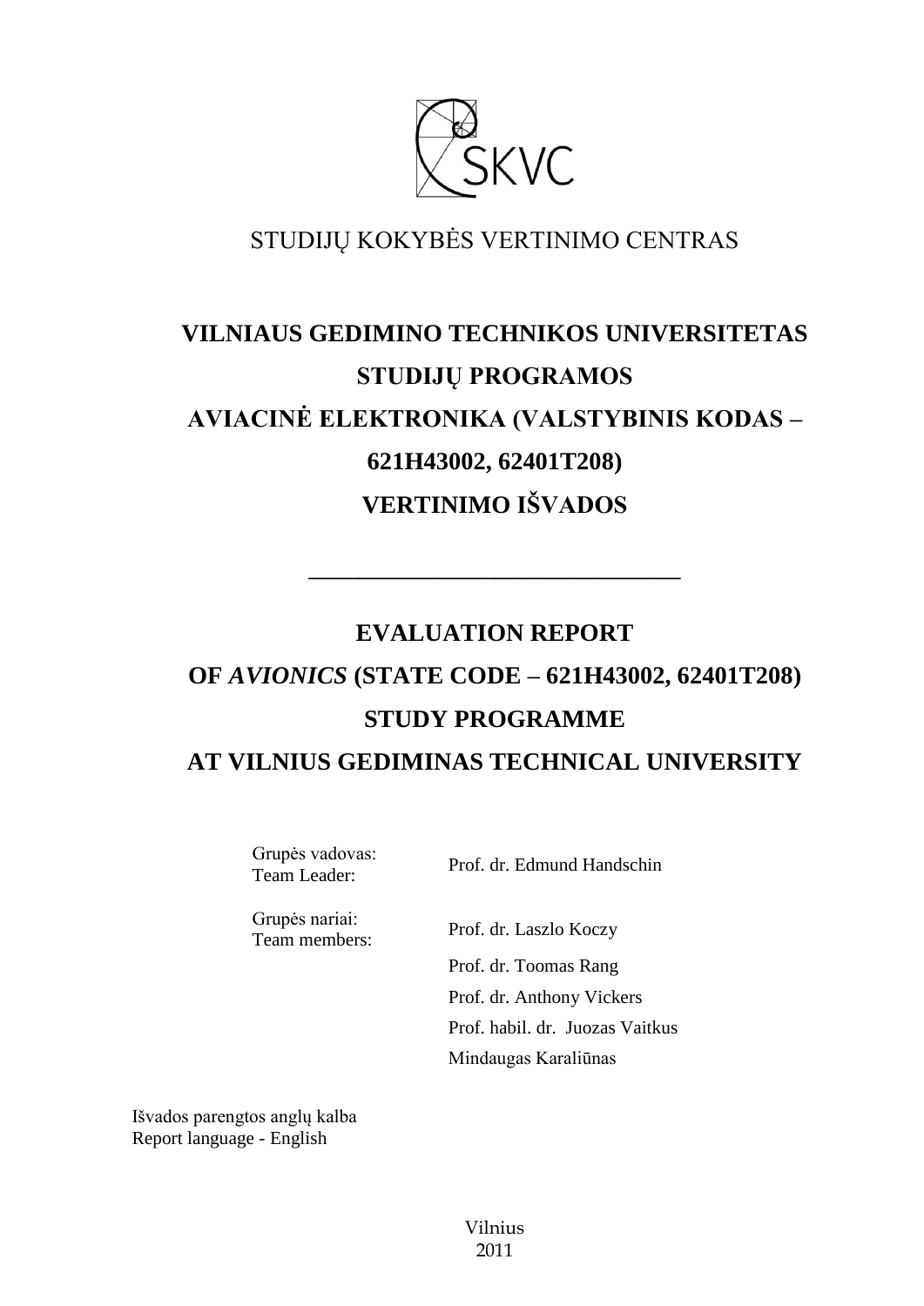SKVC

STUDIJŲ KOKYBĖS VERTINIMO CENTRAS

# VILNIAUS GEDIMINO TECHNIKOS UNIVERSITETAS STUDIJŲ PROGRAMOS AVIACINĖ ELEKTRONIKA (VALSTYBINIS KODAS – 621H43002, 62401T208) VERTINIMO IŠVADOS

---

# EVALUATION REPORT OF *AVIONICS* (STATE CODE – 621H43002, 62401T208) STUDY PROGRAMME AT VILNIUS GEDIMINAS TECHNICAL UNIVERSITY

| | |
|---|---|
| Grupės vadovas: Team Leader: | Prof. dr. Edmund Handschin |
| Grupės nariai: Team members: | Prof. dr. Laszlo Koczy |
| | Prof. dr. Toomas Rang |
| | Prof. dr. Anthony Vickers |
| | Prof. habil. dr. Juozas Vaitkus |
| | Mindaugas Karaliūnas |

Išvados parengtos anglų kalba
Report language - English

Vilnius
2011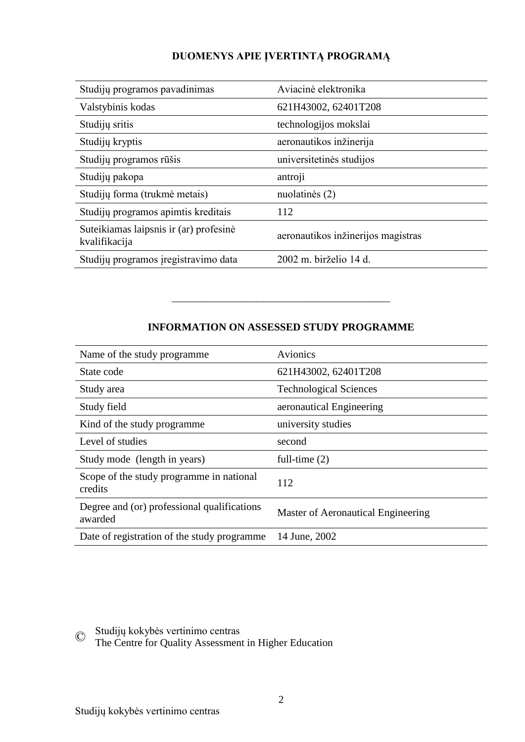## DUOMENYS APIE ĮVERTINTĄ PROGRAMĄ

| | |
|---|---|
| Studijų programos pavadinimas | Aviacinė elektronika |
| Valstybinis kodas | 621H43002, 62401T208 |
| Studijų sritis | technologijos mokslai |
| Studijų kryptis | aeronautikos inžinerija |
| Studijų programos rūšis | universitetinės studijos |
| Studijų pakopa | antroji |
| Studijų forma (trukmė metais) | nuolatinės (2) |
| Studijų programos apimtis kreditais | 112 |
| Suteikiamas laipsnis ir (ar) profesinė kvalifikacija | aeronautikos inžinerijos magistras |
| Studijų programos įregistravimo data | 2002 m. birželio 14 d. |

---

## INFORMATION ON ASSESSED STUDY PROGRAMME

| | |
|---|---|
| Name of the study programme | Avionics |
| State code | 621H43002, 62401T208 |
| Study area | Technological Sciences |
| Study field | aeronautical Engineering |
| Kind of the study programme | university studies |
| Level of studies | second |
| Study mode (length in years) | full-time (2) |
| Scope of the study programme in national credits | 112 |
| Degree and (or) professional qualifications awarded | Master of Aeronautical Engineering |
| Date of registration of the study programme | 14 June, 2002 |

© Studijų kokybės vertinimo centras
The Centre for Quality Assessment in Higher Education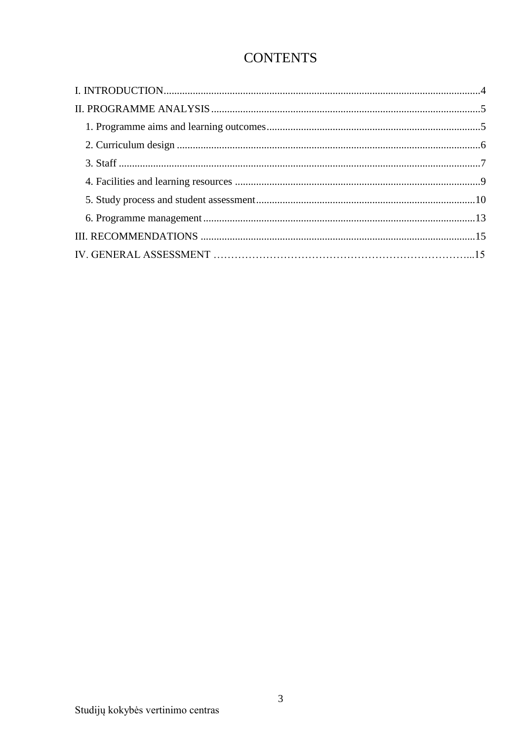# CONTENTS

I. INTRODUCTION....................................................................................................................4

II. PROGRAMME ANALYSIS....................................................................................................5

1. Programme aims and learning outcomes................................................................................5
2. Curriculum design ..................................................................................................................6
3. Staff ........................................................................................................................................7
4. Facilities and learning resources ............................................................................................9
5. Study process and student assessment..................................................................................10
6. Programme management.......................................................................................................13

III. RECOMMENDATIONS ......................................................................................................15

IV. GENERAL ASSESSMENT ……………………………………………………………….....15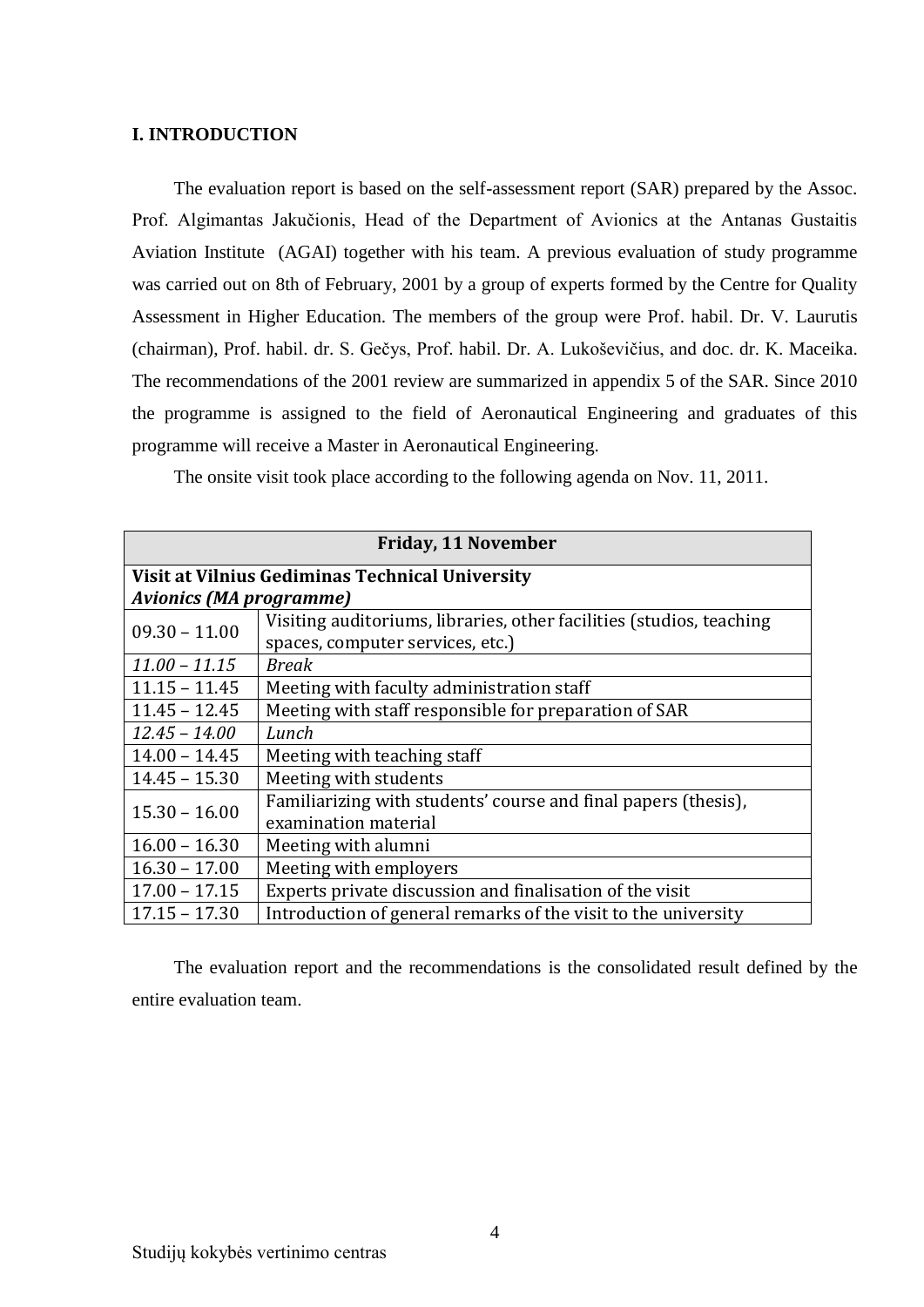## I. INTRODUCTION

The evaluation report is based on the self-assessment report (SAR) prepared by the Assoc. Prof. Algimantas Jakučionis, Head of the Department of Avionics at the Antanas Gustaitis Aviation Institute (AGAI) together with his team. A previous evaluation of study programme was carried out on 8th of February, 2001 by a group of experts formed by the Centre for Quality Assessment in Higher Education. The members of the group were Prof. habil. Dr. V. Laurutis (chairman), Prof. habil. dr. S. Gečys, Prof. habil. Dr. A. Lukoševičius, and doc. dr. K. Maceika. The recommendations of the 2001 review are summarized in appendix 5 of the SAR. Since 2010 the programme is assigned to the field of Aeronautical Engineering and graduates of this programme will receive a Master in Aeronautical Engineering.

The onsite visit took place according to the following agenda on Nov. 11, 2011.

| **Friday, 11 November** | |
|---|---|
| **Visit at Vilnius Gediminas Technical University** ***Avionics (MA programme)*** | |
| 09.30 – 11.00 | Visiting auditoriums, libraries, other facilities (studios, teaching spaces, computer services, etc.) |
| *11.00 – 11.15* | *Break* |
| 11.15 – 11.45 | Meeting with faculty administration staff |
| 11.45 – 12.45 | Meeting with staff responsible for preparation of SAR |
| *12.45 – 14.00* | *Lunch* |
| 14.00 – 14.45 | Meeting with teaching staff |
| 14.45 – 15.30 | Meeting with students |
| 15.30 – 16.00 | Familiarizing with students' course and final papers (thesis), examination material |
| 16.00 – 16.30 | Meeting with alumni |
| 16.30 – 17.00 | Meeting with employers |
| 17.00 – 17.15 | Experts private discussion and finalisation of the visit |
| 17.15 – 17.30 | Introduction of general remarks of the visit to the university |

The evaluation report and the recommendations is the consolidated result defined by the entire evaluation team.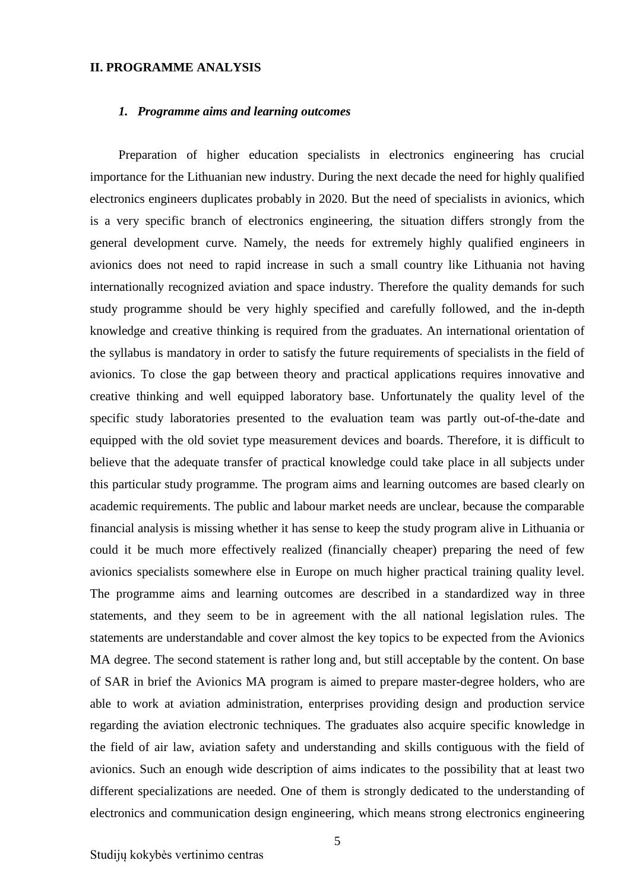## II. PROGRAMME ANALYSIS

### *1. Programme aims and learning outcomes*

Preparation of higher education specialists in electronics engineering has crucial importance for the Lithuanian new industry. During the next decade the need for highly qualified electronics engineers duplicates probably in 2020. But the need of specialists in avionics, which is a very specific branch of electronics engineering, the situation differs strongly from the general development curve. Namely, the needs for extremely highly qualified engineers in avionics does not need to rapid increase in such a small country like Lithuania not having internationally recognized aviation and space industry. Therefore the quality demands for such study programme should be very highly specified and carefully followed, and the in-depth knowledge and creative thinking is required from the graduates. An international orientation of the syllabus is mandatory in order to satisfy the future requirements of specialists in the field of avionics. To close the gap between theory and practical applications requires innovative and creative thinking and well equipped laboratory base. Unfortunately the quality level of the specific study laboratories presented to the evaluation team was partly out-of-the-date and equipped with the old soviet type measurement devices and boards. Therefore, it is difficult to believe that the adequate transfer of practical knowledge could take place in all subjects under this particular study programme. The program aims and learning outcomes are based clearly on academic requirements. The public and labour market needs are unclear, because the comparable financial analysis is missing whether it has sense to keep the study program alive in Lithuania or could it be much more effectively realized (financially cheaper) preparing the need of few avionics specialists somewhere else in Europe on much higher practical training quality level. The programme aims and learning outcomes are described in a standardized way in three statements, and they seem to be in agreement with the all national legislation rules. The statements are understandable and cover almost the key topics to be expected from the Avionics MA degree. The second statement is rather long and, but still acceptable by the content. On base of SAR in brief the Avionics MA program is aimed to prepare master-degree holders, who are able to work at aviation administration, enterprises providing design and production service regarding the aviation electronic techniques. The graduates also acquire specific knowledge in the field of air law, aviation safety and understanding and skills contiguous with the field of avionics. Such an enough wide description of aims indicates to the possibility that at least two different specializations are needed. One of them is strongly dedicated to the understanding of electronics and communication design engineering, which means strong electronics engineering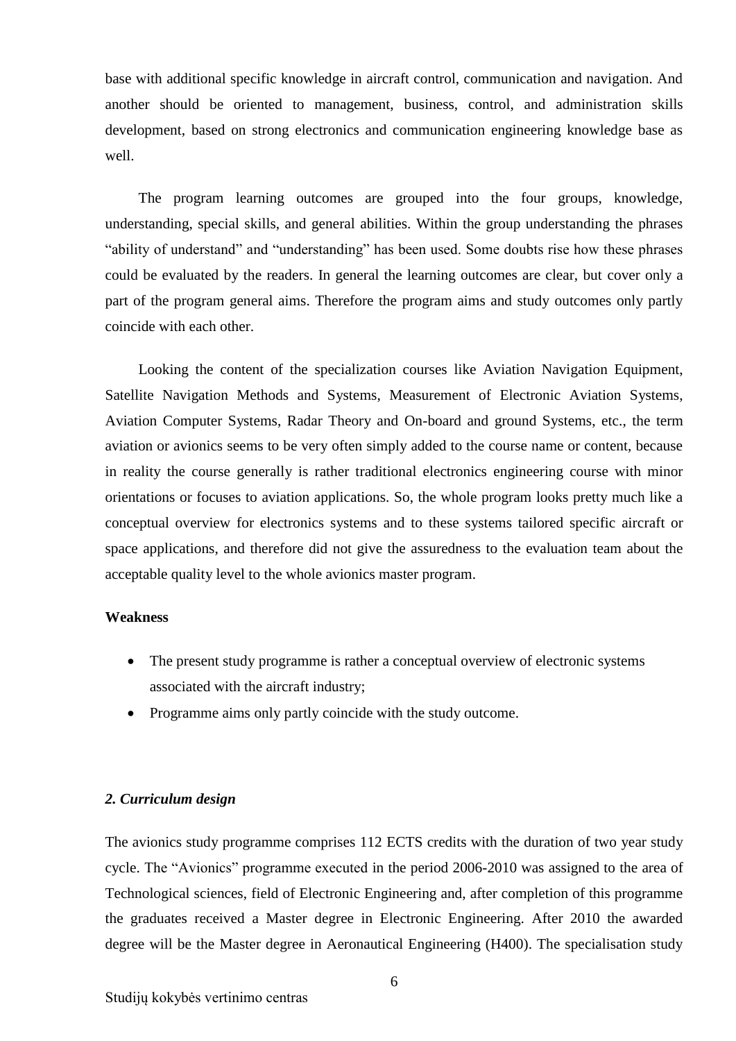base with additional specific knowledge in aircraft control, communication and navigation. And another should be oriented to management, business, control, and administration skills development, based on strong electronics and communication engineering knowledge base as well.

The program learning outcomes are grouped into the four groups, knowledge, understanding, special skills, and general abilities. Within the group understanding the phrases "ability of understand" and "understanding" has been used. Some doubts rise how these phrases could be evaluated by the readers. In general the learning outcomes are clear, but cover only a part of the program general aims. Therefore the program aims and study outcomes only partly coincide with each other.

Looking the content of the specialization courses like Aviation Navigation Equipment, Satellite Navigation Methods and Systems, Measurement of Electronic Aviation Systems, Aviation Computer Systems, Radar Theory and On-board and ground Systems, etc., the term aviation or avionics seems to be very often simply added to the course name or content, because in reality the course generally is rather traditional electronics engineering course with minor orientations or focuses to aviation applications. So, the whole program looks pretty much like a conceptual overview for electronics systems and to these systems tailored specific aircraft or space applications, and therefore did not give the assuredness to the evaluation team about the acceptable quality level to the whole avionics master program.

**Weakness**

- The present study programme is rather a conceptual overview of electronic systems associated with the aircraft industry;
- Programme aims only partly coincide with the study outcome.

***2. Curriculum design***

The avionics study programme comprises 112 ECTS credits with the duration of two year study cycle. The "Avionics" programme executed in the period 2006-2010 was assigned to the area of Technological sciences, field of Electronic Engineering and, after completion of this programme the graduates received a Master degree in Electronic Engineering. After 2010 the awarded degree will be the Master degree in Aeronautical Engineering (H400). The specialisation study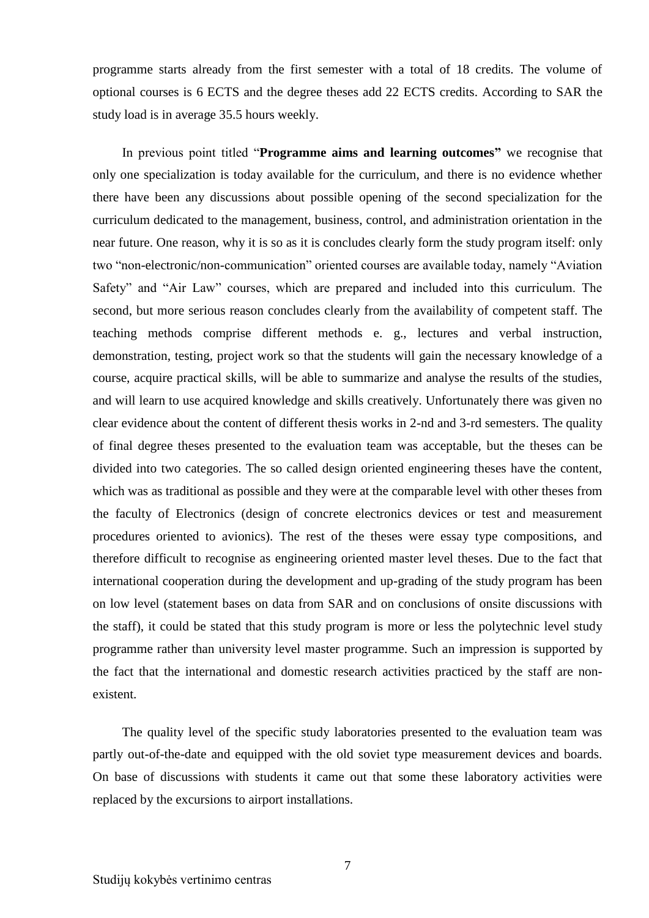programme starts already from the first semester with a total of 18 credits. The volume of optional courses is 6 ECTS and the degree theses add 22 ECTS credits. According to SAR the study load is in average 35.5 hours weekly.

In previous point titled "**Programme aims and learning outcomes"** we recognise that only one specialization is today available for the curriculum, and there is no evidence whether there have been any discussions about possible opening of the second specialization for the curriculum dedicated to the management, business, control, and administration orientation in the near future. One reason, why it is so as it is concludes clearly form the study program itself: only two "non-electronic/non-communication" oriented courses are available today, namely "Aviation Safety" and "Air Law" courses, which are prepared and included into this curriculum. The second, but more serious reason concludes clearly from the availability of competent staff. The teaching methods comprise different methods e. g., lectures and verbal instruction, demonstration, testing, project work so that the students will gain the necessary knowledge of a course, acquire practical skills, will be able to summarize and analyse the results of the studies, and will learn to use acquired knowledge and skills creatively. Unfortunately there was given no clear evidence about the content of different thesis works in 2-nd and 3-rd semesters. The quality of final degree theses presented to the evaluation team was acceptable, but the theses can be divided into two categories. The so called design oriented engineering theses have the content, which was as traditional as possible and they were at the comparable level with other theses from the faculty of Electronics (design of concrete electronics devices or test and measurement procedures oriented to avionics). The rest of the theses were essay type compositions, and therefore difficult to recognise as engineering oriented master level theses. Due to the fact that international cooperation during the development and up-grading of the study program has been on low level (statement bases on data from SAR and on conclusions of onsite discussions with the staff), it could be stated that this study program is more or less the polytechnic level study programme rather than university level master programme. Such an impression is supported by the fact that the international and domestic research activities practiced by the staff are non-existent.

The quality level of the specific study laboratories presented to the evaluation team was partly out-of-the-date and equipped with the old soviet type measurement devices and boards. On base of discussions with students it came out that some these laboratory activities were replaced by the excursions to airport installations.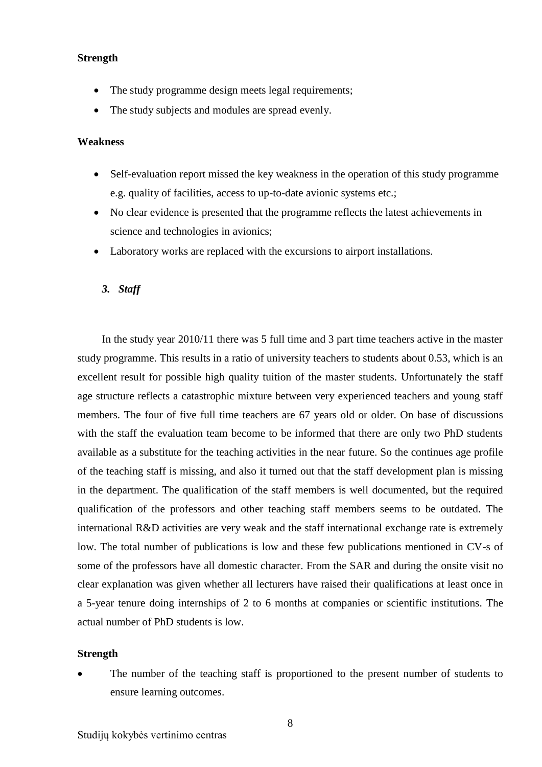**Strength**

- The study programme design meets legal requirements;
- The study subjects and modules are spread evenly.

**Weakness**

- Self-evaluation report missed the key weakness in the operation of this study programme e.g. quality of facilities, access to up-to-date avionic systems etc.;
- No clear evidence is presented that the programme reflects the latest achievements in science and technologies in avionics;
- Laboratory works are replaced with the excursions to airport installations.

### *3. Staff*

In the study year 2010/11 there was 5 full time and 3 part time teachers active in the master study programme. This results in a ratio of university teachers to students about 0.53, which is an excellent result for possible high quality tuition of the master students. Unfortunately the staff age structure reflects a catastrophic mixture between very experienced teachers and young staff members. The four of five full time teachers are 67 years old or older. On base of discussions with the staff the evaluation team become to be informed that there are only two PhD students available as a substitute for the teaching activities in the near future. So the continues age profile of the teaching staff is missing, and also it turned out that the staff development plan is missing in the department. The qualification of the staff members is well documented, but the required qualification of the professors and other teaching staff members seems to be outdated. The international R&D activities are very weak and the staff international exchange rate is extremely low. The total number of publications is low and these few publications mentioned in CV-s of some of the professors have all domestic character. From the SAR and during the onsite visit no clear explanation was given whether all lecturers have raised their qualifications at least once in a 5-year tenure doing internships of 2 to 6 months at companies or scientific institutions. The actual number of PhD students is low.

**Strength**

- The number of the teaching staff is proportioned to the present number of students to ensure learning outcomes.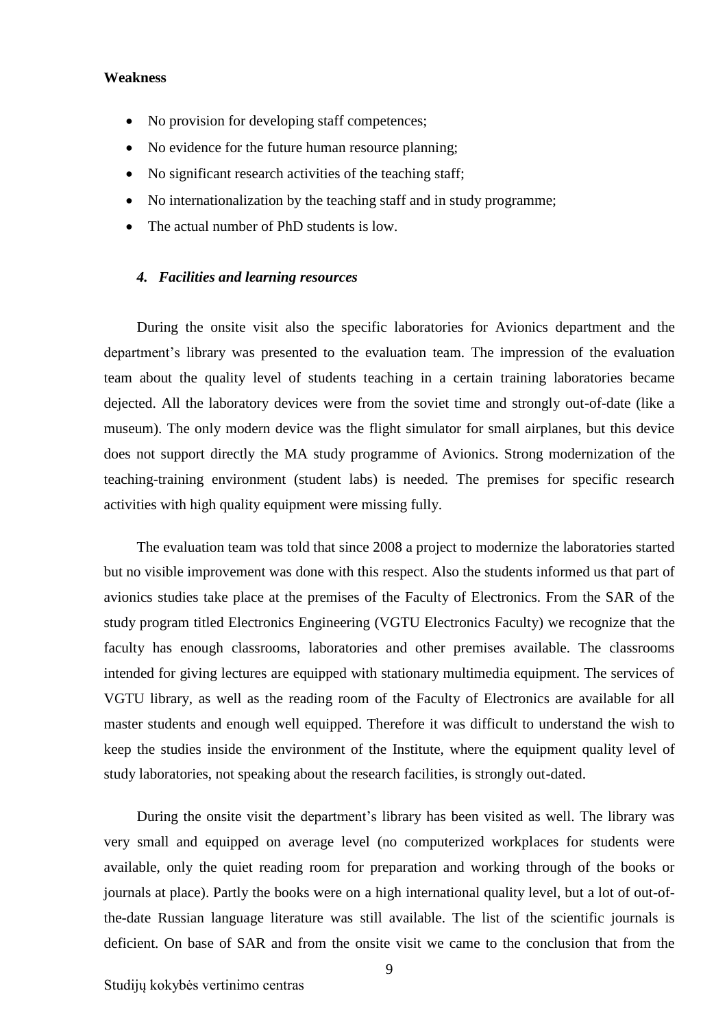**Weakness**

- No provision for developing staff competences;
- No evidence for the future human resource planning;
- No significant research activities of the teaching staff;
- No internationalization by the teaching staff and in study programme;
- The actual number of PhD students is low.

### *4. Facilities and learning resources*

During the onsite visit also the specific laboratories for Avionics department and the department's library was presented to the evaluation team. The impression of the evaluation team about the quality level of students teaching in a certain training laboratories became dejected. All the laboratory devices were from the soviet time and strongly out-of-date (like a museum). The only modern device was the flight simulator for small airplanes, but this device does not support directly the MA study programme of Avionics. Strong modernization of the teaching-training environment (student labs) is needed. The premises for specific research activities with high quality equipment were missing fully.

The evaluation team was told that since 2008 a project to modernize the laboratories started but no visible improvement was done with this respect. Also the students informed us that part of avionics studies take place at the premises of the Faculty of Electronics. From the SAR of the study program titled Electronics Engineering (VGTU Electronics Faculty) we recognize that the faculty has enough classrooms, laboratories and other premises available. The classrooms intended for giving lectures are equipped with stationary multimedia equipment. The services of VGTU library, as well as the reading room of the Faculty of Electronics are available for all master students and enough well equipped. Therefore it was difficult to understand the wish to keep the studies inside the environment of the Institute, where the equipment quality level of study laboratories, not speaking about the research facilities, is strongly out-dated.

During the onsite visit the department's library has been visited as well. The library was very small and equipped on average level (no computerized workplaces for students were available, only the quiet reading room for preparation and working through of the books or journals at place). Partly the books were on a high international quality level, but a lot of out-of-the-date Russian language literature was still available. The list of the scientific journals is deficient. On base of SAR and from the onsite visit we came to the conclusion that from the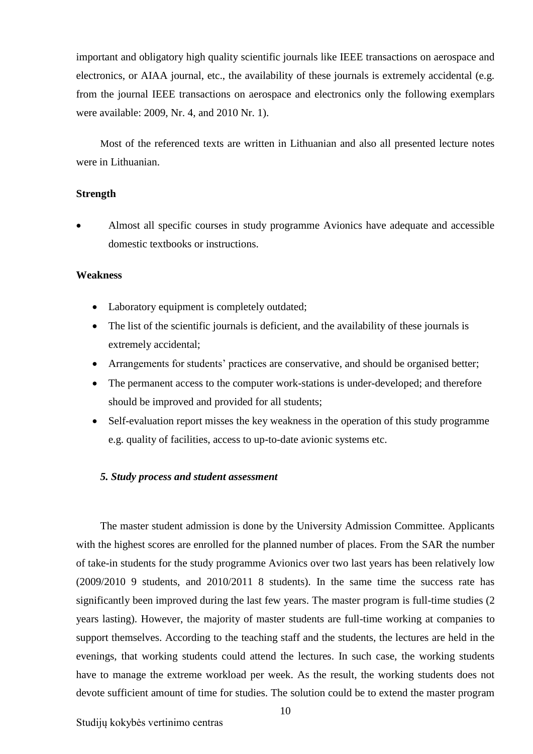important and obligatory high quality scientific journals like IEEE transactions on aerospace and electronics, or AIAA journal, etc., the availability of these journals is extremely accidental (e.g. from the journal IEEE transactions on aerospace and electronics only the following exemplars were available: 2009, Nr. 4, and 2010 Nr. 1).

Most of the referenced texts are written in Lithuanian and also all presented lecture notes were in Lithuanian.

**Strength**

- Almost all specific courses in study programme Avionics have adequate and accessible domestic textbooks or instructions.

**Weakness**

- Laboratory equipment is completely outdated;
- The list of the scientific journals is deficient, and the availability of these journals is extremely accidental;
- Arrangements for students' practices are conservative, and should be organised better;
- The permanent access to the computer work-stations is under-developed; and therefore should be improved and provided for all students;
- Self-evaluation report misses the key weakness in the operation of this study programme e.g. quality of facilities, access to up-to-date avionic systems etc.

### *5. Study process and student assessment*

The master student admission is done by the University Admission Committee. Applicants with the highest scores are enrolled for the planned number of places. From the SAR the number of take-in students for the study programme Avionics over two last years has been relatively low (2009/2010 9 students, and 2010/2011 8 students). In the same time the success rate has significantly been improved during the last few years. The master program is full-time studies (2 years lasting). However, the majority of master students are full-time working at companies to support themselves. According to the teaching staff and the students, the lectures are held in the evenings, that working students could attend the lectures. In such case, the working students have to manage the extreme workload per week. As the result, the working students does not devote sufficient amount of time for studies. The solution could be to extend the master program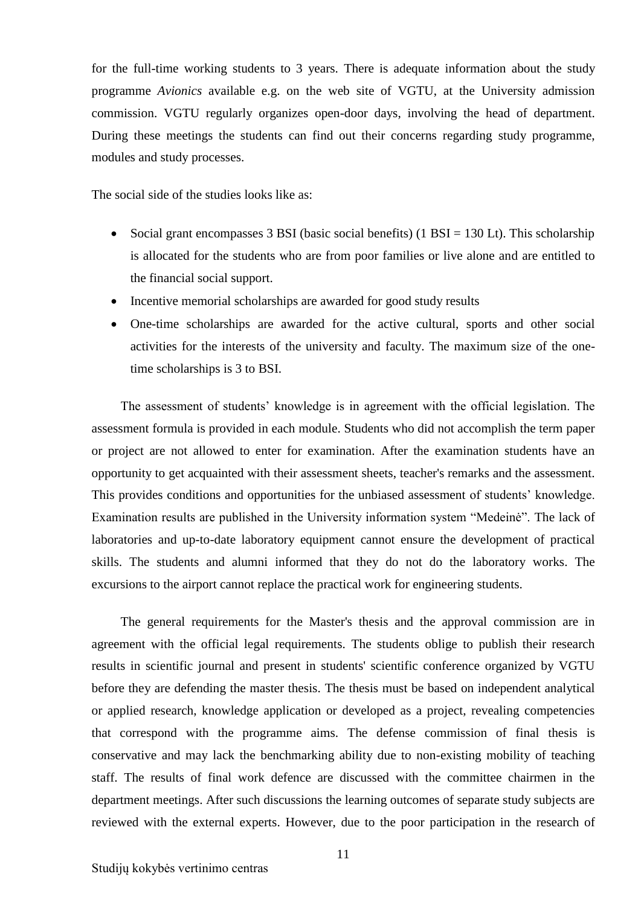for the full-time working students to 3 years. There is adequate information about the study programme *Avionics* available e.g. on the web site of VGTU, at the University admission commission. VGTU regularly organizes open-door days, involving the head of department. During these meetings the students can find out their concerns regarding study programme, modules and study processes.

The social side of the studies looks like as:

- Social grant encompasses 3 BSI (basic social benefits) (1 BSI = 130 Lt). This scholarship is allocated for the students who are from poor families or live alone and are entitled to the financial social support.
- Incentive memorial scholarships are awarded for good study results
- One-time scholarships are awarded for the active cultural, sports and other social activities for the interests of the university and faculty. The maximum size of the one-time scholarships is 3 to BSI.

The assessment of students' knowledge is in agreement with the official legislation. The assessment formula is provided in each module. Students who did not accomplish the term paper or project are not allowed to enter for examination. After the examination students have an opportunity to get acquainted with their assessment sheets, teacher's remarks and the assessment. This provides conditions and opportunities for the unbiased assessment of students' knowledge. Examination results are published in the University information system "Medeinė". The lack of laboratories and up-to-date laboratory equipment cannot ensure the development of practical skills. The students and alumni informed that they do not do the laboratory works. The excursions to the airport cannot replace the practical work for engineering students.

The general requirements for the Master's thesis and the approval commission are in agreement with the official legal requirements. The students oblige to publish their research results in scientific journal and present in students' scientific conference organized by VGTU before they are defending the master thesis. The thesis must be based on independent analytical or applied research, knowledge application or developed as a project, revealing competencies that correspond with the programme aims. The defense commission of final thesis is conservative and may lack the benchmarking ability due to non-existing mobility of teaching staff. The results of final work defence are discussed with the committee chairmen in the department meetings. After such discussions the learning outcomes of separate study subjects are reviewed with the external experts. However, due to the poor participation in the research of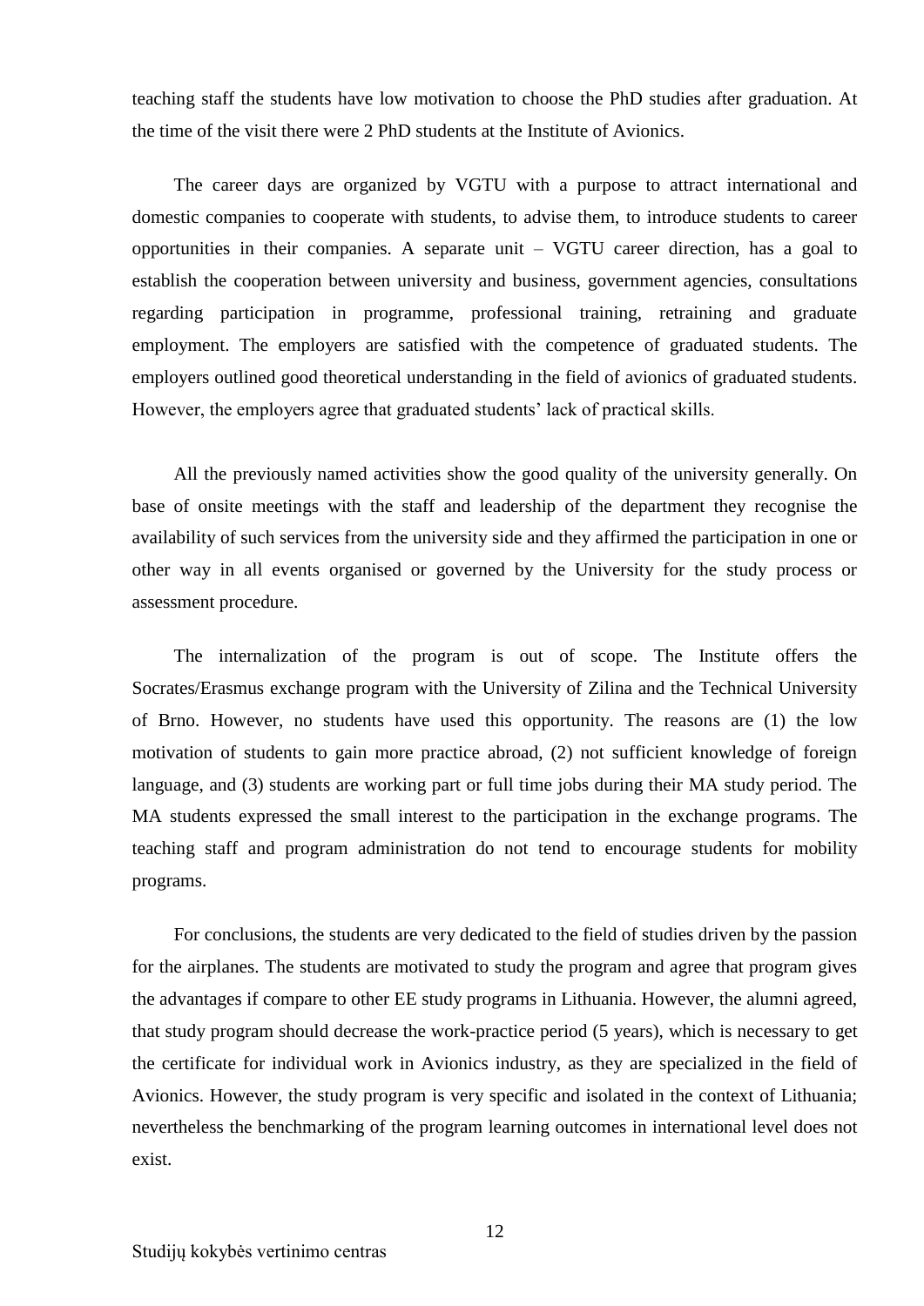teaching staff the students have low motivation to choose the PhD studies after graduation. At the time of the visit there were 2 PhD students at the Institute of Avionics.

The career days are organized by VGTU with a purpose to attract international and domestic companies to cooperate with students, to advise them, to introduce students to career opportunities in their companies. A separate unit – VGTU career direction, has a goal to establish the cooperation between university and business, government agencies, consultations regarding participation in programme, professional training, retraining and graduate employment. The employers are satisfied with the competence of graduated students. The employers outlined good theoretical understanding in the field of avionics of graduated students. However, the employers agree that graduated students' lack of practical skills.

All the previously named activities show the good quality of the university generally. On base of onsite meetings with the staff and leadership of the department they recognise the availability of such services from the university side and they affirmed the participation in one or other way in all events organised or governed by the University for the study process or assessment procedure.

The internalization of the program is out of scope. The Institute offers the Socrates/Erasmus exchange program with the University of Zilina and the Technical University of Brno. However, no students have used this opportunity. The reasons are (1) the low motivation of students to gain more practice abroad, (2) not sufficient knowledge of foreign language, and (3) students are working part or full time jobs during their MA study period. The MA students expressed the small interest to the participation in the exchange programs. The teaching staff and program administration do not tend to encourage students for mobility programs.

For conclusions, the students are very dedicated to the field of studies driven by the passion for the airplanes. The students are motivated to study the program and agree that program gives the advantages if compare to other EE study programs in Lithuania. However, the alumni agreed, that study program should decrease the work-practice period (5 years), which is necessary to get the certificate for individual work in Avionics industry, as they are specialized in the field of Avionics. However, the study program is very specific and isolated in the context of Lithuania; nevertheless the benchmarking of the program learning outcomes in international level does not exist.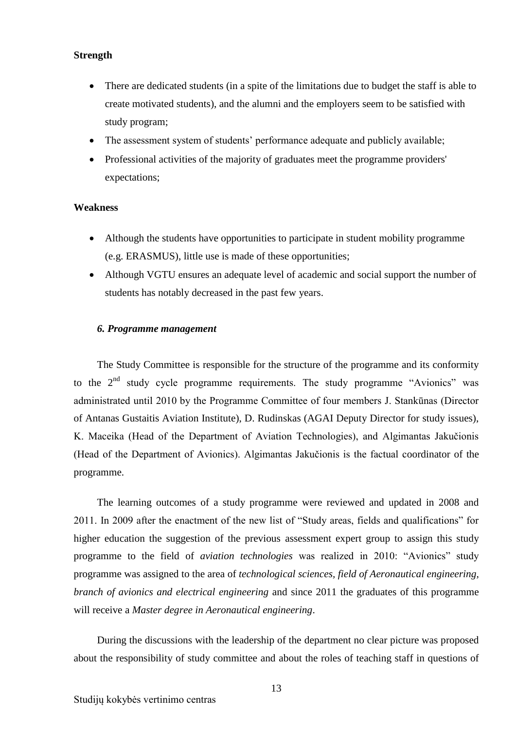**Strength**

- There are dedicated students (in a spite of the limitations due to budget the staff is able to create motivated students), and the alumni and the employers seem to be satisfied with study program;
- The assessment system of students' performance adequate and publicly available;
- Professional activities of the majority of graduates meet the programme providers' expectations;

**Weakness**

- Although the students have opportunities to participate in student mobility programme (e.g. ERASMUS), little use is made of these opportunities;
- Although VGTU ensures an adequate level of academic and social support the number of students has notably decreased in the past few years.

### *6. Programme management*

The Study Committee is responsible for the structure of the programme and its conformity to the 2nd study cycle programme requirements. The study programme "Avionics" was administrated until 2010 by the Programme Committee of four members J. Stankūnas (Director of Antanas Gustaitis Aviation Institute), D. Rudinskas (AGAI Deputy Director for study issues), K. Maceika (Head of the Department of Aviation Technologies), and Algimantas Jakučionis (Head of the Department of Avionics). Algimantas Jakučionis is the factual coordinator of the programme.

The learning outcomes of a study programme were reviewed and updated in 2008 and 2011. In 2009 after the enactment of the new list of "Study areas, fields and qualifications" for higher education the suggestion of the previous assessment expert group to assign this study programme to the field of *aviation technologies* was realized in 2010: "Avionics" study programme was assigned to the area of *technological sciences, field of Aeronautical engineering, branch of avionics and electrical engineering* and since 2011 the graduates of this programme will receive a *Master degree in Aeronautical engineering*.

During the discussions with the leadership of the department no clear picture was proposed about the responsibility of study committee and about the roles of teaching staff in questions of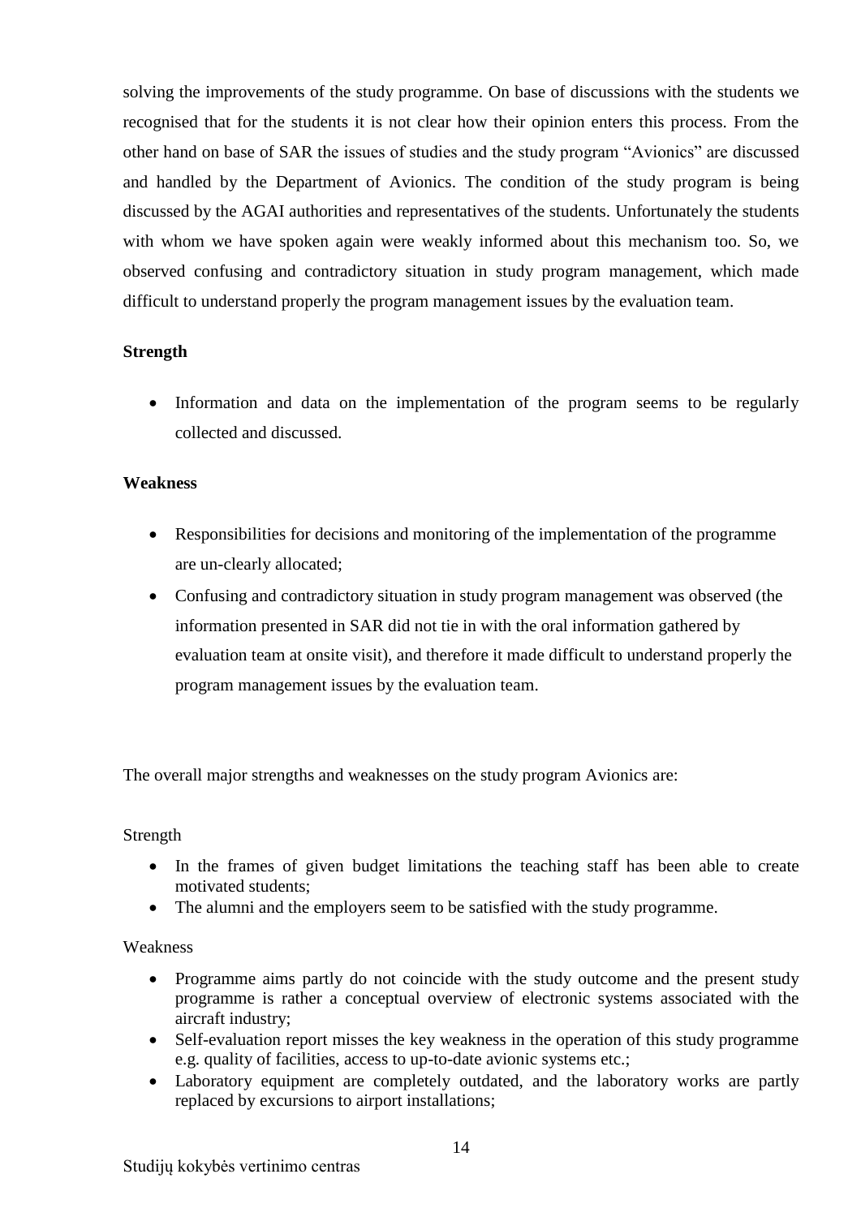solving the improvements of the study programme. On base of discussions with the students we recognised that for the students it is not clear how their opinion enters this process. From the other hand on base of SAR the issues of studies and the study program “Avionics” are discussed and handled by the Department of Avionics. The condition of the study program is being discussed by the AGAI authorities and representatives of the students. Unfortunately the students with whom we have spoken again were weakly informed about this mechanism too. So, we observed confusing and contradictory situation in study program management, which made difficult to understand properly the program management issues by the evaluation team.

**Strength**

- Information and data on the implementation of the program seems to be regularly collected and discussed.

**Weakness**

- Responsibilities for decisions and monitoring of the implementation of the programme are un-clearly allocated;
- Confusing and contradictory situation in study program management was observed (the information presented in SAR did not tie in with the oral information gathered by evaluation team at onsite visit), and therefore it made difficult to understand properly the program management issues by the evaluation team.

The overall major strengths and weaknesses on the study program Avionics are:

Strength

- In the frames of given budget limitations the teaching staff has been able to create motivated students;
- The alumni and the employers seem to be satisfied with the study programme.

Weakness

- Programme aims partly do not coincide with the study outcome and the present study programme is rather a conceptual overview of electronic systems associated with the aircraft industry;
- Self-evaluation report misses the key weakness in the operation of this study programme e.g. quality of facilities, access to up-to-date avionic systems etc.;
- Laboratory equipment are completely outdated, and the laboratory works are partly replaced by excursions to airport installations;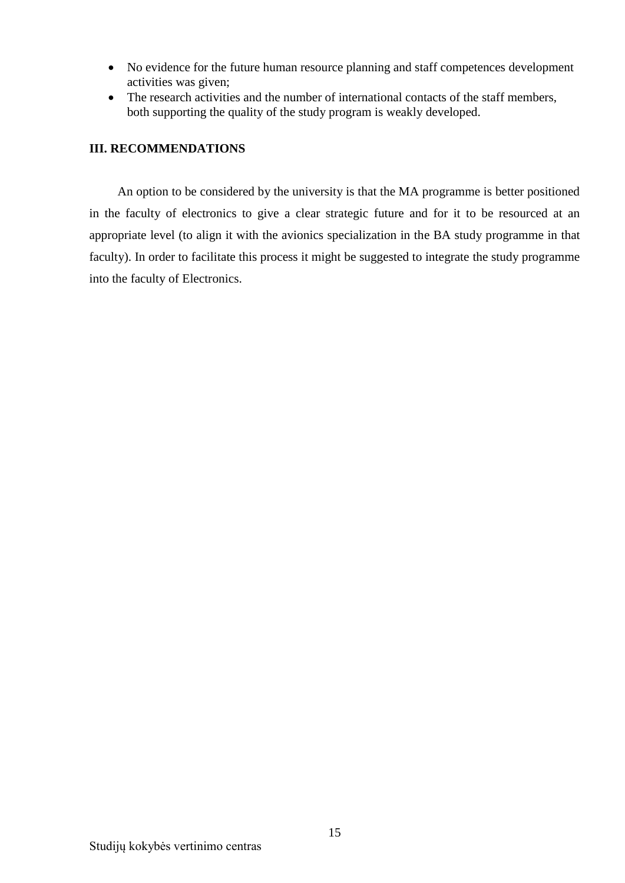- No evidence for the future human resource planning and staff competences development activities was given;
- The research activities and the number of international contacts of the staff members, both supporting the quality of the study program is weakly developed.

## III. RECOMMENDATIONS

An option to be considered by the university is that the MA programme is better positioned in the faculty of electronics to give a clear strategic future and for it to be resourced at an appropriate level (to align it with the avionics specialization in the BA study programme in that faculty). In order to facilitate this process it might be suggested to integrate the study programme into the faculty of Electronics.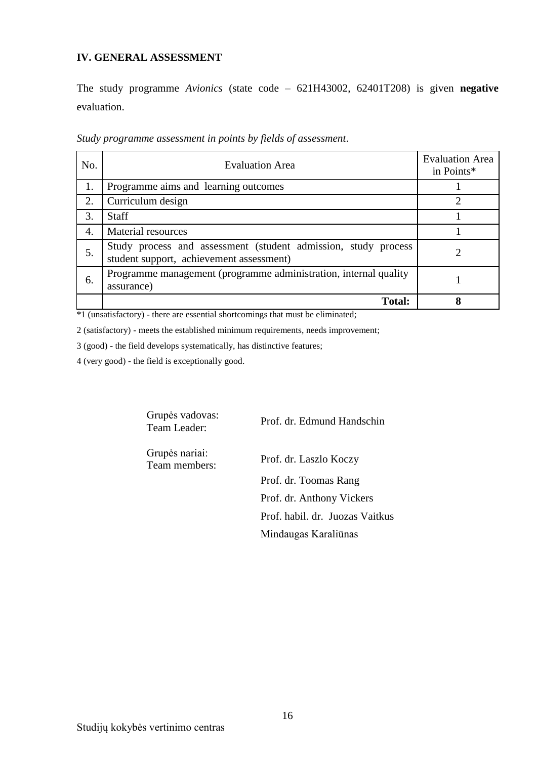## IV. GENERAL ASSESSMENT

The study programme *Avionics* (state code – 621H43002, 62401T208) is given **negative** evaluation.

*Study programme assessment in points by fields of assessment*.

| No. | Evaluation Area | Evaluation Area in Points* |
|---|---|---|
| 1. | Programme aims and learning outcomes | 1 |
| 2. | Curriculum design | 2 |
| 3. | Staff | 1 |
| 4. | Material resources | 1 |
| 5. | Study process and assessment (student admission, study process student support, achievement assessment) | 2 |
| 6. | Programme management (programme administration, internal quality assurance) | 1 |
| | **Total:** | **8** |

*1 (unsatisfactory) - there are essential shortcomings that must be eliminated;

2 (satisfactory) - meets the established minimum requirements, needs improvement;

3 (good) - the field develops systematically, has distinctive features;

4 (very good) - the field is exceptionally good.

Grupės vadovas:
Team Leader: Prof. dr. Edmund Handschin

Grupės nariai:
Team members: Prof. dr. Laszlo Koczy

Prof. dr. Toomas Rang

Prof. dr. Anthony Vickers

Prof. habil. dr. Juozas Vaitkus

Mindaugas Karaliūnas

Studijų kokybės vertinimo centras